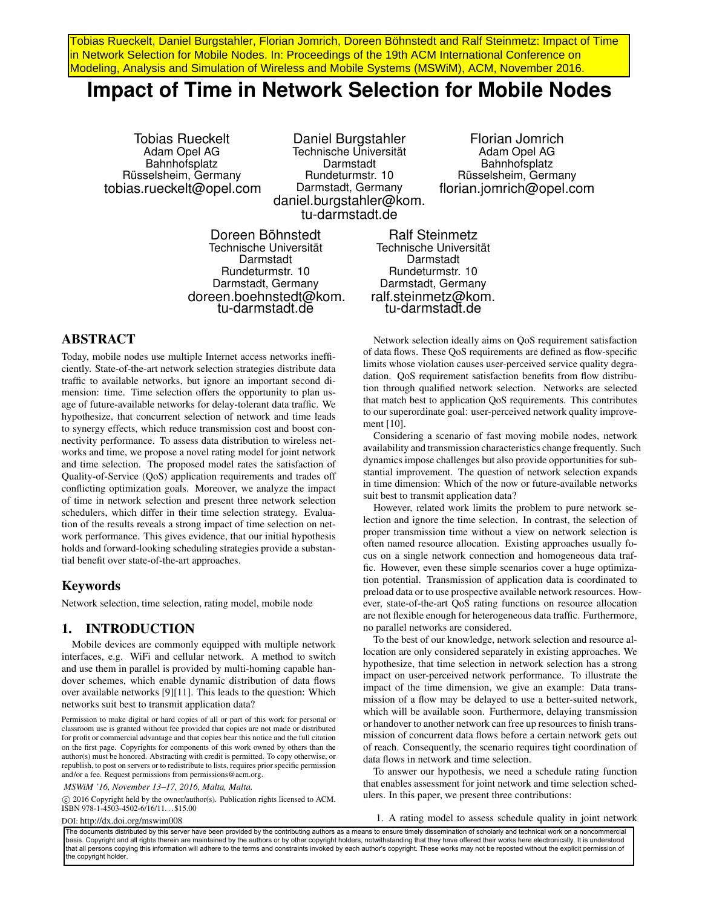Tobias Rueckelt, Daniel Burgstahler, Florian Jomrich, Doreen Böhnstedt and Ralf Steinmetz: Impact of Time in Network Selection for Mobile Nodes. In: Proceedings of the 19th ACM International Conference on Modeling, Analysis and Simulation of Wireless and Mobile Systems (MSWiM), ACM, November 2016.

# Impact of Time in Network Selection for Mobile Nodes

Tobias Rueckelt
Adam Opel AG
Bahnhofsplatz
Rüsselsheim, Germany
tobias.rueckelt@opel.com

Daniel Burgstahler
Technische Universität Darmstadt
Rundeturmstr. 10
Darmstadt, Germany
daniel.burgstahler@kom.tu-darmstadt.de

Florian Jomrich
Adam Opel AG
Bahnhofsplatz
Rüsselsheim, Germany
florian.jomrich@opel.com

Doreen Böhnstedt
Technische Universität Darmstadt
Rundeturmstr. 10
Darmstadt, Germany
doreen.boehnstedt@kom.tu-darmstadt.de

Ralf Steinmetz
Technische Universität Darmstadt
Rundeturmstr. 10
Darmstadt, Germany
ralf.steinmetz@kom.tu-darmstadt.de

## ABSTRACT

Today, mobile nodes use multiple Internet access networks inefficiently. State-of-the-art network selection strategies distribute data traffic to available networks, but ignore an important second dimension: time. Time selection offers the opportunity to plan usage of future-available networks for delay-tolerant data traffic. We hypothesize, that concurrent selection of network and time leads to synergy effects, which reduce transmission cost and boost connectivity performance. To assess data distribution to wireless networks and time, we propose a novel rating model for joint network and time selection. The proposed model rates the satisfaction of Quality-of-Service (QoS) application requirements and trades off conflicting optimization goals. Moreover, we analyze the impact of time in network selection and present three network selection schedulers, which differ in their time selection strategy. Evaluation of the results reveals a strong impact of time selection on network performance. This gives evidence, that our initial hypothesis holds and forward-looking scheduling strategies provide a substantial benefit over state-of-the-art approaches.

## Keywords

Network selection, time selection, rating model, mobile node

## 1. INTRODUCTION

Mobile devices are commonly equipped with multiple network interfaces, e.g. WiFi and cellular network. A method to switch and use them in parallel is provided by multi-homing capable handover schemes, which enable dynamic distribution of data flows over available networks [9][11]. This leads to the question: Which networks suit best to transmit application data?

Permission to make digital or hard copies of all or part of this work for personal or classroom use is granted without fee provided that copies are not made or distributed for profit or commercial advantage and that copies bear this notice and the full citation on the first page. Copyrights for components of this work owned by others than the author(s) must be honored. Abstracting with credit is permitted. To copy otherwise, or republish, to post on servers or to redistribute to lists, requires prior specific permission and/or a fee. Request permissions from permissions@acm.org.

*MSWiM '16, November 13–17, 2016, Malta, Malta.*

© 2016 Copyright held by the owner/author(s). Publication rights licensed to ACM. ISBN 978-1-4503-4502-6/16/11...$15.00

DOI: http://dx.doi.org/mswim008

Network selection ideally aims on QoS requirement satisfaction of data flows. These QoS requirements are defined as flow-specific limits whose violation causes user-perceived service quality degradation. QoS requirement satisfaction benefits from flow distribution through qualified network selection. Networks are selected that match best to application QoS requirements. This contributes to our superordinate goal: user-perceived network quality improvement [10].

Considering a scenario of fast moving mobile nodes, network availability and transmission characteristics change frequently. Such dynamics impose challenges but also provide opportunities for substantial improvement. The question of network selection expands in time dimension: Which of the now or future-available networks suit best to transmit application data?

However, related work limits the problem to pure network selection and ignore the time selection. In contrast, the selection of proper transmission time without a view on network selection is often named resource allocation. Existing approaches usually focus on a single network connection and homogeneous data traffic. However, even these simple scenarios cover a huge optimization potential. Transmission of application data is coordinated to preload data or to use prospective available network resources. However, state-of-the-art QoS rating functions on resource allocation are not flexible enough for heterogeneous data traffic. Furthermore, no parallel networks are considered.

To the best of our knowledge, network selection and resource allocation are only considered separately in existing approaches. We hypothesize, that time selection in network selection has a strong impact on user-perceived network performance. To illustrate the impact of the time dimension, we give an example: Data transmission of a flow may be delayed to use a better-suited network, which will be available soon. Furthermore, delaying transmission or handover to another network can free up resources to finish transmission of concurrent data flows before a certain network gets out of reach. Consequently, the scenario requires tight coordination of data flows in network and time selection.

To answer our hypothesis, we need a schedule rating function that enables assessment for joint network and time selection schedulers. In this paper, we present three contributions:

1. A rating model to assess schedule quality in joint network

The documents distributed by this server have been provided by the contributing authors as a means to ensure timely dissemination of scholarly and technical work on a noncommercial basis. Copyright and all rights therein are maintained by the authors or by other copyright holders, notwithstanding that they have offered their works here electronically. It is understood that all persons copying this information will adhere to the terms and constraints invoked by each author's copyright. These works may not be reposted without the explicit permission of the copyright holder.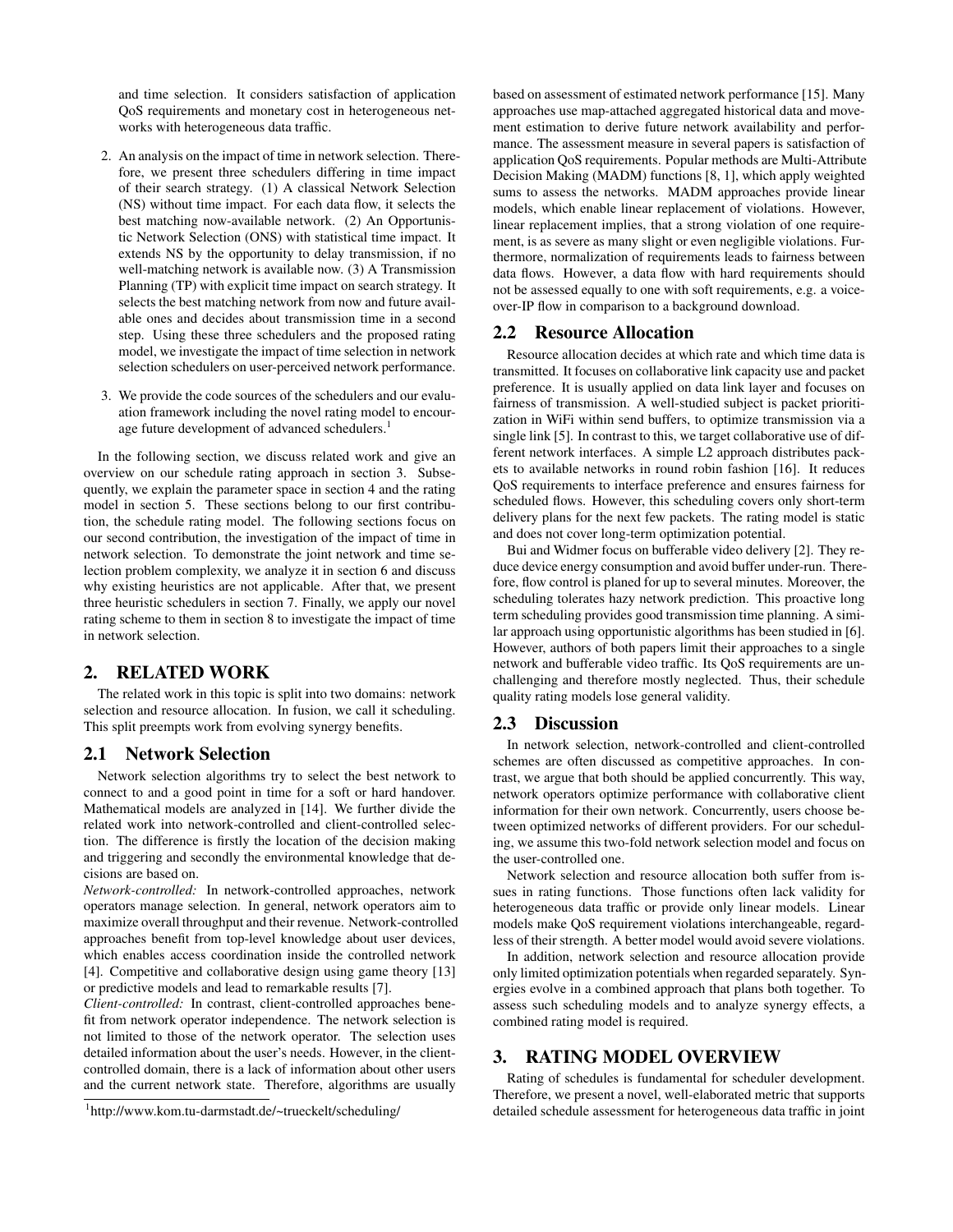and time selection. It considers satisfaction of application QoS requirements and monetary cost in heterogeneous networks with heterogeneous data traffic.

2. An analysis on the impact of time in network selection. Therefore, we present three schedulers differing in time impact of their search strategy. (1) A classical Network Selection (NS) without time impact. For each data flow, it selects the best matching now-available network. (2) An Opportunistic Network Selection (ONS) with statistical time impact. It extends NS by the opportunity to delay transmission, if no well-matching network is available now. (3) A Transmission Planning (TP) with explicit time impact on search strategy. It selects the best matching network from now and future available ones and decides about transmission time in a second step. Using these three schedulers and the proposed rating model, we investigate the impact of time selection in network selection schedulers on user-perceived network performance.

3. We provide the code sources of the schedulers and our evaluation framework including the novel rating model to encourage future development of advanced schedulers.[1]

In the following section, we discuss related work and give an overview on our schedule rating approach in section 3. Subsequently, we explain the parameter space in section 4 and the rating model in section 5. These sections belong to our first contribution, the schedule rating model. The following sections focus on our second contribution, the investigation of the impact of time in network selection. To demonstrate the joint network and time selection problem complexity, we analyze it in section 6 and discuss why existing heuristics are not applicable. After that, we present three heuristic schedulers in section 7. Finally, we apply our novel rating scheme to them in section 8 to investigate the impact of time in network selection.

## 2. RELATED WORK

The related work in this topic is split into two domains: network selection and resource allocation. In fusion, we call it scheduling. This split preempts work from evolving synergy benefits.

### 2.1 Network Selection

Network selection algorithms try to select the best network to connect to and a good point in time for a soft or hard handover. Mathematical models are analyzed in [14]. We further divide the related work into network-controlled and client-controlled selection. The difference is firstly the location of the decision making and triggering and secondly the environmental knowledge that decisions are based on.

*Network-controlled:* In network-controlled approaches, network operators manage selection. In general, network operators aim to maximize overall throughput and their revenue. Network-controlled approaches benefit from top-level knowledge about user devices, which enables access coordination inside the controlled network [4]. Competitive and collaborative design using game theory [13] or predictive models and lead to remarkable results [7].

*Client-controlled:* In contrast, client-controlled approaches benefit from network operator independence. The network selection is not limited to those of the network operator. The selection uses detailed information about the user's needs. However, in the client-controlled domain, there is a lack of information about other users and the current network state. Therefore, algorithms are usually based on assessment of estimated network performance [15]. Many approaches use map-attached aggregated historical data and movement estimation to derive future network availability and performance. The assessment measure in several papers is satisfaction of application QoS requirements. Popular methods are Multi-Attribute Decision Making (MADM) functions [8, 1], which apply weighted sums to assess the networks. MADM approaches provide linear models, which enable linear replacement of violations. However, linear replacement implies, that a strong violation of one requirement, is as severe as many slight or even negligible violations. Furthermore, normalization of requirements leads to fairness between data flows. However, a data flow with hard requirements should not be assessed equally to one with soft requirements, e.g. a voice-over-IP flow in comparison to a background download.

### 2.2 Resource Allocation

Resource allocation decides at which rate and which time data is transmitted. It focuses on collaborative link capacity use and packet preference. It is usually applied on data link layer and focuses on fairness of transmission. A well-studied subject is packet prioritization in WiFi within send buffers, to optimize transmission via a single link [5]. In contrast to this, we target collaborative use of different network interfaces. A simple L2 approach distributes packets to available networks in round robin fashion [16]. It reduces QoS requirements to interface preference and ensures fairness for scheduled flows. However, this scheduling covers only short-term delivery plans for the next few packets. The rating model is static and does not cover long-term optimization potential.

Bui and Widmer focus on bufferable video delivery [2]. They reduce device energy consumption and avoid buffer under-run. Therefore, flow control is planed for up to several minutes. Moreover, the scheduling tolerates hazy network prediction. This proactive long term scheduling provides good transmission time planning. A similar approach using opportunistic algorithms has been studied in [6]. However, authors of both papers limit their approaches to a single network and bufferable video traffic. Its QoS requirements are unchallenging and therefore mostly neglected. Thus, their schedule quality rating models lose general validity.

### 2.3 Discussion

In network selection, network-controlled and client-controlled schemes are often discussed as competitive approaches. In contrast, we argue that both should be applied concurrently. This way, network operators optimize performance with collaborative client information for their own network. Concurrently, users choose between optimized networks of different providers. For our scheduling, we assume this two-fold network selection model and focus on the user-controlled one.

Network selection and resource allocation both suffer from issues in rating functions. Those functions often lack validity for heterogeneous data traffic or provide only linear models. Linear models make QoS requirement violations interchangeable, regardless of their strength. A better model would avoid severe violations.

In addition, network selection and resource allocation provide only limited optimization potentials when regarded separately. Synergies evolve in a combined approach that plans both together. To assess such scheduling models and to analyze synergy effects, a combined rating model is required.

## 3. RATING MODEL OVERVIEW

Rating of schedules is fundamental for scheduler development. Therefore, we present a novel, well-elaborated metric that supports detailed schedule assessment for heterogeneous data traffic in joint

[1] http://www.kom.tu-darmstadt.de/~trueckelt/scheduling/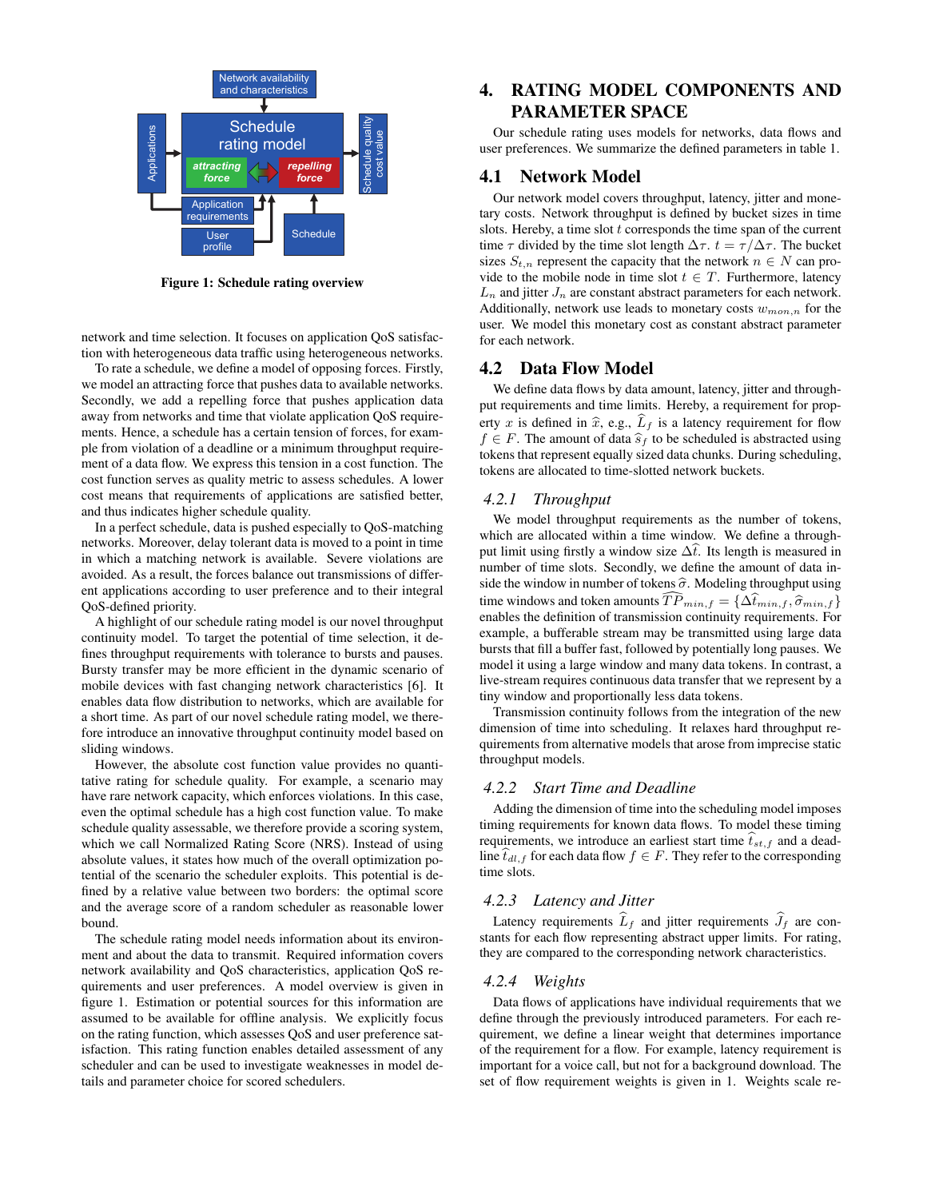Network availability and characteristics

Schedule rating model

attracting force

repelling force

Applications

Schedule quality cost value

Application requirements

User profile

Schedule

**Figure 1: Schedule rating overview**

network and time selection. It focuses on application QoS satisfaction with heterogeneous data traffic using heterogeneous networks.

To rate a schedule, we define a model of opposing forces. Firstly, we model an attracting force that pushes data to available networks. Secondly, we add a repelling force that pushes application data away from networks and time that violate application QoS requirements. Hence, a schedule has a certain tension of forces, for example from violation of a deadline or a minimum throughput requirement of a data flow. We express this tension in a cost function. The cost function serves as quality metric to assess schedules. A lower cost means that requirements of applications are satisfied better, and thus indicates higher schedule quality.

In a perfect schedule, data is pushed especially to QoS-matching networks. Moreover, delay tolerant data is moved to a point in time in which a matching network is available. Severe violations are avoided. As a result, the forces balance out transmissions of different applications according to user preference and to their integral QoS-defined priority.

A highlight of our schedule rating model is our novel throughput continuity model. To target the potential of time selection, it defines throughput requirements with tolerance to bursts and pauses. Bursty transfer may be more efficient in the dynamic scenario of mobile devices with fast changing network characteristics [6]. It enables data flow distribution to networks, which are available for a short time. As part of our novel schedule rating model, we therefore introduce an innovative throughput continuity model based on sliding windows.

However, the absolute cost function value provides no quantitative rating for schedule quality. For example, a scenario may have rare network capacity, which enforces violations. In this case, even the optimal schedule has a high cost function value. To make schedule quality assessable, we therefore provide a scoring system, which we call Normalized Rating Score (NRS). Instead of using absolute values, it states how much of the overall optimization potential of the scenario the scheduler exploits. This potential is defined by a relative value between two borders: the optimal score and the average score of a random scheduler as reasonable lower bound.

The schedule rating model needs information about its environment and about the data to transmit. Required information covers network availability and QoS characteristics, application QoS requirements and user preferences. A model overview is given in figure 1. Estimation or potential sources for this information are assumed to be available for offline analysis. We explicitly focus on the rating function, which assesses QoS and user preference satisfaction. This rating function enables detailed assessment of any scheduler and can be used to investigate weaknesses in model details and parameter choice for scored schedulers.

# 4. RATING MODEL COMPONENTS AND PARAMETER SPACE

Our schedule rating uses models for networks, data flows and user preferences. We summarize the defined parameters in table 1.

## 4.1 Network Model

Our network model covers throughput, latency, jitter and monetary costs. Network throughput is defined by bucket sizes in time slots. Hereby, a time slot $t$ corresponds the time span of the current time $\tau$ divided by the time slot length $\Delta\tau$. $t = \tau/\Delta\tau$. The bucket sizes $S_{t,n}$ represent the capacity that the network $n \in N$ can provide to the mobile node in time slot $t \in T$. Furthermore, latency $L_n$ and jitter $J_n$ are constant abstract parameters for each network. Additionally, network use leads to monetary costs $w_{mon,n}$ for the user. We model this monetary cost as constant abstract parameter for each network.

## 4.2 Data Flow Model

We define data flows by data amount, latency, jitter and throughput requirements and time limits. Hereby, a requirement for property $x$ is defined in $\widehat{x}$, e.g., $\widehat{L}_f$ is a latency requirement for flow $f \in F$. The amount of data $\widehat{s}_f$ to be scheduled is abstracted using tokens that represent equally sized data chunks. During scheduling, tokens are allocated to time-slotted network buckets.

### 4.2.1 *Throughput*

We model throughput requirements as the number of tokens, which are allocated within a time window. We define a throughput limit using firstly a window size $\Delta\widehat{t}$. Its length is measured in number of time slots. Secondly, we define the amount of data inside the window in number of tokens $\widehat{\sigma}$. Modeling throughput using time windows and token amounts $\widehat{TP}_{min,f} = \{\Delta\widehat{t}_{min,f}, \widehat{\sigma}_{min,f}\}$ enables the definition of transmission continuity requirements. For example, a bufferable stream may be transmitted using large data bursts that fill a buffer fast, followed by potentially long pauses. We model it using a large window and many data tokens. In contrast, a live-stream requires continuous data transfer that we represent by a tiny window and proportionally less data tokens.

Transmission continuity follows from the integration of the new dimension of time into scheduling. It relaxes hard throughput requirements from alternative models that arose from imprecise static throughput models.

### 4.2.2 *Start Time and Deadline*

Adding the dimension of time into the scheduling model imposes timing requirements for known data flows. To model these timing requirements, we introduce an earliest start time $\widehat{t}_{st,f}$ and a deadline $\widehat{t}_{dl,f}$ for each data flow $f \in F$. They refer to the corresponding time slots.

### 4.2.3 *Latency and Jitter*

Latency requirements $\widehat{L}_f$ and jitter requirements $\widehat{J}_f$ are constants for each flow representing abstract upper limits. For rating, they are compared to the corresponding network characteristics.

### 4.2.4 *Weights*

Data flows of applications have individual requirements that we define through the previously introduced parameters. For each requirement, we define a linear weight that determines importance of the requirement for a flow. For example, latency requirement is important for a voice call, but not for a background download. The set of flow requirement weights is given in 1. Weights scale re-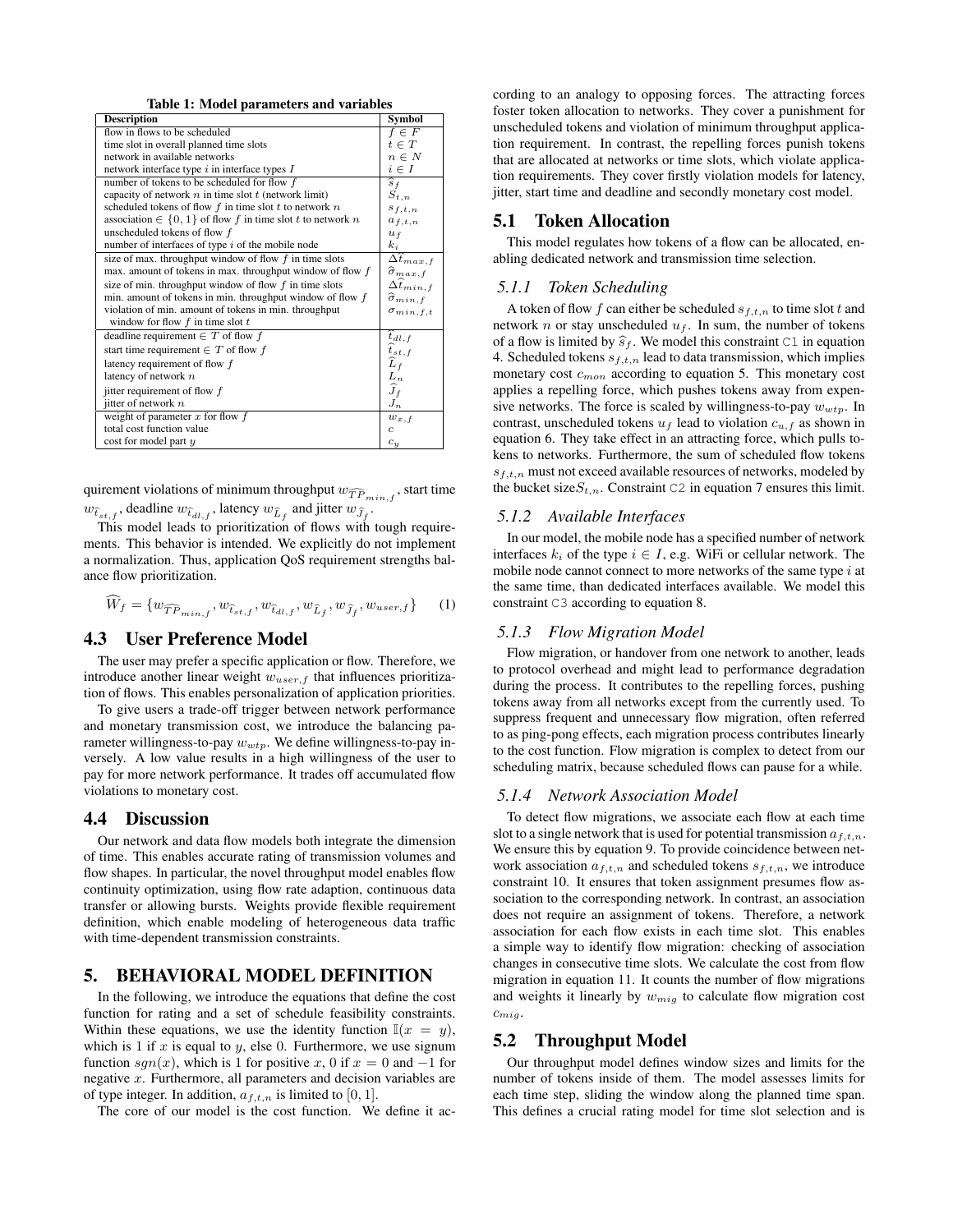**Table 1: Model parameters and variables**

| Description | Symbol |
|---|---|
| flow in flows to be scheduled | $f \in F$ |
| time slot in overall planned time slots | $t \in T$ |
| network in available networks | $n \in N$ |
| network interface type $i$ in interface types $I$ | $i \in I$ |
| number of tokens to be scheduled for flow $f$ | $\widehat{s}_f$ |
| capacity of network $n$ in time slot $t$ (network limit) | $S_{t,n}$ |
| scheduled tokens of flow $f$ in time slot $t$ to network $n$ | $s_{f,t,n}$ |
| association $\in \{0,1\}$ of flow $f$ in time slot $t$ to network $n$ | $a_{f,t,n}$ |
| unscheduled tokens of flow $f$ | $u_f$ |
| number of interfaces of type $i$ of the mobile node | $k_i$ |
| size of max. throughput window of flow $f$ in time slots | $\Delta\widehat{t}_{max,f}$ |
| max. amount of tokens in max. throughput window of flow $f$ | $\widehat{\sigma}_{max,f}$ |
| size of min. throughput window of flow $f$ in time slots | $\Delta\widehat{t}_{min,f}$ |
| min. amount of tokens in min. throughput window of flow $f$ | $\widehat{\sigma}_{min,f}$ |
| violation of min. amount of tokens in min. throughput window for flow $f$ in time slot $t$ | $\sigma_{min,f,t}$ |
| deadline requirement $\in T$ of flow $f$ | $\widehat{t}_{dl,f}$ |
| start time requirement $\in T$ of flow $f$ | $\widehat{t}_{st,f}$ |
| latency requirement of flow $f$ | $\widehat{L}_f$ |
| latency of network $n$ | $L_n$ |
| jitter requirement of flow $f$ | $\widehat{J}_f$ |
| jitter of network $n$ | $J_n$ |
| weight of parameter $x$ for flow $f$ | $w_{x,f}$ |
| total cost function value | $c$ |
| cost for model part $y$ | $c_y$ |

quirement violations of minimum throughput $w_{\widehat{TP}_{min,f}}$, start time $w_{\widehat{t}_{st,f}}$, deadline $w_{\widehat{t}_{dl,f}}$, latency $w_{\widehat{L}_f}$ and jitter $w_{\widehat{J}_f}$.

This model leads to prioritization of flows with tough requirements. This behavior is intended. We explicitly do not implement a normalization. Thus, application QoS requirement strengths balance flow prioritization.

$$\widehat{W}_f = \{w_{\widehat{TP}_{min,f}}, w_{\widehat{t}_{st,f}}, w_{\widehat{t}_{dl,f}}, w_{\widehat{L}_f}, w_{\widehat{J}_f}, w_{user,f}\} \tag{1}$$

## 4.3 User Preference Model

The user may prefer a specific application or flow. Therefore, we introduce another linear weight $w_{user,f}$ that influences prioritization of flows. This enables personalization of application priorities.

To give users a trade-off trigger between network performance and monetary transmission cost, we introduce the balancing parameter willingness-to-pay $w_{wtp}$. We define willingness-to-pay inversely. A low value results in a high willingness of the user to pay for more network performance. It trades off accumulated flow violations to monetary cost.

## 4.4 Discussion

Our network and data flow models both integrate the dimension of time. This enables accurate rating of transmission volumes and flow shapes. In particular, the novel throughput model enables flow continuity optimization, using flow rate adaption, continuous data transfer or allowing bursts. Weights provide flexible requirement definition, which enable modeling of heterogeneous data traffic with time-dependent transmission constraints.

# 5. BEHAVIORAL MODEL DEFINITION

In the following, we introduce the equations that define the cost function for rating and a set of schedule feasibility constraints. Within these equations, we use the identity function $\mathbb{I}(x = y)$, which is 1 if $x$ is equal to $y$, else 0. Furthermore, we use signum function $sgn(x)$, which is 1 for positive $x$, 0 if $x = 0$ and $-1$ for negative $x$. Furthermore, all parameters and decision variables are of type integer. In addition, $a_{f,t,n}$ is limited to $[0, 1]$.

The core of our model is the cost function. We define it according to an analogy to opposing forces. The attracting forces foster token allocation to networks. They cover a punishment for unscheduled tokens and violation of minimum throughput application requirement. In contrast, the repelling forces punish tokens that are allocated at networks or time slots, which violate application requirements. They cover firstly violation models for latency, jitter, start time and deadline and secondly monetary cost model.

## 5.1 Token Allocation

This model regulates how tokens of a flow can be allocated, enabling dedicated network and transmission time selection.

### 5.1.1 Token Scheduling

A token of flow $f$ can either be scheduled $s_{f,t,n}$ to time slot $t$ and network $n$ or stay unscheduled $u_f$. In sum, the number of tokens of a flow is limited by $\widehat{s}_f$. We model this constraint `C1` in equation 4. Scheduled tokens $s_{f,t,n}$ lead to data transmission, which implies monetary cost $c_{mon}$ according to equation 5. This monetary cost applies a repelling force, which pushes tokens away from expensive networks. The force is scaled by willingness-to-pay $w_{wtp}$. In contrast, unscheduled tokens $u_f$ lead to violation $c_{u,f}$ as shown in equation 6. They take effect in an attracting force, which pulls tokens to networks. Furthermore, the sum of scheduled flow tokens $s_{f,t,n}$ must not exceed available resources of networks, modeled by the bucket size$S_{t,n}$. Constraint `C2` in equation 7 ensures this limit.

### 5.1.2 Available Interfaces

In our model, the mobile node has a specified number of network interfaces $k_i$ of the type $i \in I$, e.g. WiFi or cellular network. The mobile node cannot connect to more networks of the same type $i$ at the same time, than dedicated interfaces available. We model this constraint `C3` according to equation 8.

### 5.1.3 Flow Migration Model

Flow migration, or handover from one network to another, leads to protocol overhead and might lead to performance degradation during the process. It contributes to the repelling forces, pushing tokens away from all networks except from the currently used. To suppress frequent and unnecessary flow migration, often referred to as ping-pong effects, each migration process contributes linearly to the cost function. Flow migration is complex to detect from our scheduling matrix, because scheduled flows can pause for a while.

### 5.1.4 Network Association Model

To detect flow migrations, we associate each flow at each time slot to a single network that is used for potential transmission $a_{f,t,n}$. We ensure this by equation 9. To provide coincidence between network association $a_{f,t,n}$ and scheduled tokens $s_{f,t,n}$, we introduce constraint 10. It ensures that token assignment presumes flow association to the corresponding network. In contrast, an association does not require an assignment of tokens. Therefore, a network association for each flow exists in each time slot. This enables a simple way to identify flow migration: checking of association changes in consecutive time slots. We calculate the cost from flow migration in equation 11. It counts the number of flow migrations and weights it linearly by $w_{mig}$ to calculate flow migration cost $c_{mig}$.

## 5.2 Throughput Model

Our throughput model defines window sizes and limits for the number of tokens inside of them. The model assesses limits for each time step, sliding the window along the planned time span. This defines a crucial rating model for time slot selection and is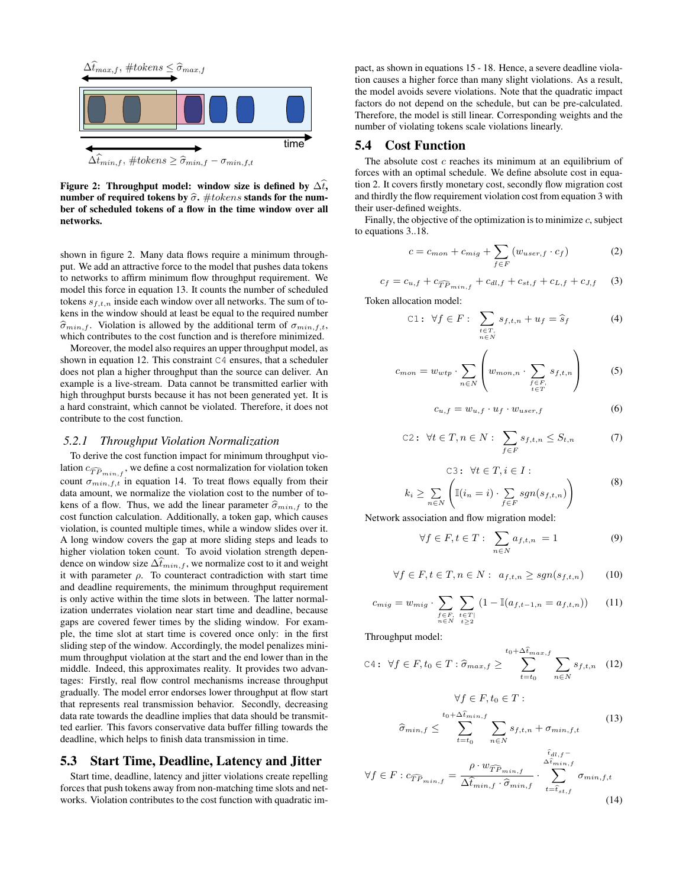Figure 2: Throughput model: window size is defined by $\Delta\hat{t}$, number of required tokens by $\hat{\sigma}$. $\#tokens$ stands for the number of scheduled tokens of a flow in the time window over all networks.

shown in figure 2. Many data flows require a minimum throughput. We add an attractive force to the model that pushes data tokens to networks to affirm minimum flow throughput requirement. We model this force in equation 13. It counts the number of scheduled tokens $s_{f,t,n}$ inside each window over all networks. The sum of tokens in the window should at least be equal to the required number $\hat{\sigma}_{min,f}$. Violation is allowed by the additional term of $\sigma_{min,f,t}$, which contributes to the cost function and is therefore minimized.

Moreover, the model also requires an upper throughput model, as shown in equation 12. This constraint `C4` ensures, that a scheduler does not plan a higher throughput than the source can deliver. An example is a live-stream. Data cannot be transmitted earlier with high throughput bursts because it has not been generated yet. It is a hard constraint, which cannot be violated. Therefore, it does not contribute to the cost function.

### 5.2.1 *Throughput Violation Normalization*

To derive the cost function impact for minimum throughput violation $c_{\widehat{TP}_{min,f}}$, we define a cost normalization for violation token count $\sigma_{min,f,t}$ in equation 14. To treat flows equally from their data amount, we normalize the violation cost to the number of tokens of a flow. Thus, we add the linear parameter $\hat{\sigma}_{min,f}$ to the cost function calculation. Additionally, a token gap, which causes violation, is counted multiple times, while a window slides over it. A long window covers the gap at more sliding steps and leads to higher violation token count. To avoid violation strength dependence on window size $\Delta\hat{t}_{min,f}$, we normalize cost to it and weight it with parameter $\rho$. To counteract contradiction with start time and deadline requirements, the minimum throughput requirement is only active within the time slots in between. The latter normalization underrates violation near start time and deadline, because gaps are covered fewer times by the sliding window. For example, the time slot at start time is covered once only: in the first sliding step of the window. Accordingly, the model penalizes minimum throughput violation at the start and the end lower than in the middle. Indeed, this approximates reality. It provides two advantages: Firstly, real flow control mechanisms increase throughput gradually. The model error endorses lower throughput at flow start that represents real transmission behavior. Secondly, decreasing data rate towards the deadline implies that data should be transmitted earlier. This favors conservative data buffer filling towards the deadline, which helps to finish data transmission in time.

## 5.3 Start Time, Deadline, Latency and Jitter

Start time, deadline, latency and jitter violations create repelling forces that push tokens away from non-matching time slots and networks. Violation contributes to the cost function with quadratic impact, as shown in equations 15 - 18. Hence, a severe deadline violation causes a higher force than many slight violations. As a result, the model avoids severe violations. Note that the quadratic impact factors do not depend on the schedule, but can be pre-calculated. Therefore, the model is still linear. Corresponding weights and the number of violating tokens scale violations linearly.

## 5.4 Cost Function

The absolute cost $c$ reaches its minimum at an equilibrium of forces with an optimal schedule. We define absolute cost in equation 2. It covers firstly monetary cost, secondly flow migration cost and thirdly the flow requirement violation cost from equation 3 with their user-defined weights.

Finally, the objective of the optimization is to minimize $c$, subject to equations 3..18.

$$c = c_{mon} + c_{mig} + \sum_{f \in F} (w_{user,f} \cdot c_f) \tag{2}$$

$$c_f = c_{u,f} + c_{\widehat{TP}_{min,f}} + c_{dl,f} + c_{st,f} + c_{L,f} + c_{J,f} \tag{3}$$

Token allocation model:

$$\texttt{C1:} \quad \forall f \in F: \sum_{\substack{t \in T, \\ n \in N}} s_{f,t,n} + u_f = \hat{s}_f \tag{4}$$

$$c_{mon} = w_{wtp} \cdot \sum_{n \in N} \left( w_{mon,n} \cdot \sum_{\substack{f \in F, \\ t \in T}} s_{f,t,n} \right) \tag{5}$$

$$c_{u,f} = w_{u,f} \cdot u_f \cdot w_{user,f} \tag{6}$$

$$\texttt{C2:} \quad \forall t \in T, n \in N: \sum_{f \in F} s_{f,t,n} \leq S_{t,n} \tag{7}$$

$$\texttt{C3:} \quad \forall t \in T, i \in I: \quad k_i \geq \sum_{n \in N} \left( \mathbb{I}(i_n = i) \cdot \sum_{f \in F} sgn(s_{f,t,n}) \right) \tag{8}$$

Network association and flow migration model:

$$\forall f \in F, t \in T: \sum_{n \in N} a_{f,t,n} = 1 \tag{9}$$

$$\forall f \in F, t \in T, n \in N: \quad a_{f,t,n} \geq sgn(s_{f,t,n}) \tag{10}$$

$$c_{mig} = w_{mig} \cdot \sum_{\substack{f \in F, \\ n \in N}} \sum_{\substack{t \in T| \\ t \geq 2}} (1 - \mathbb{I}(a_{f,t-1,n} = a_{f,t,n})) \tag{11}$$

Throughput model:

$$\texttt{C4:} \quad \forall f \in F, t_0 \in T: \hat{\sigma}_{max,f} \geq \sum_{t=t_0}^{t_0+\Delta\hat{t}_{max,f}} \sum_{n \in N} s_{f,t,n} \tag{12}$$

$$\forall f \in F, t_0 \in T: \quad \hat{\sigma}_{min,f} \leq \sum_{t=t_0}^{t_0+\Delta\hat{t}_{min,f}} \sum_{n \in N} s_{f,t,n} + \sigma_{min,f,t} \tag{13}$$

$$\forall f \in F: c_{\widehat{TP}_{min,f}} = \frac{\rho \cdot w_{\widehat{TP}_{min,f}}}{\Delta\hat{t}_{min,f} \cdot \hat{\sigma}_{min,f}} \cdot \sum_{t=\hat{t}_{st,f}}^{\hat{t}_{dl,f} - \Delta\hat{t}_{min,f}} \sigma_{min,f,t} \tag{14}$$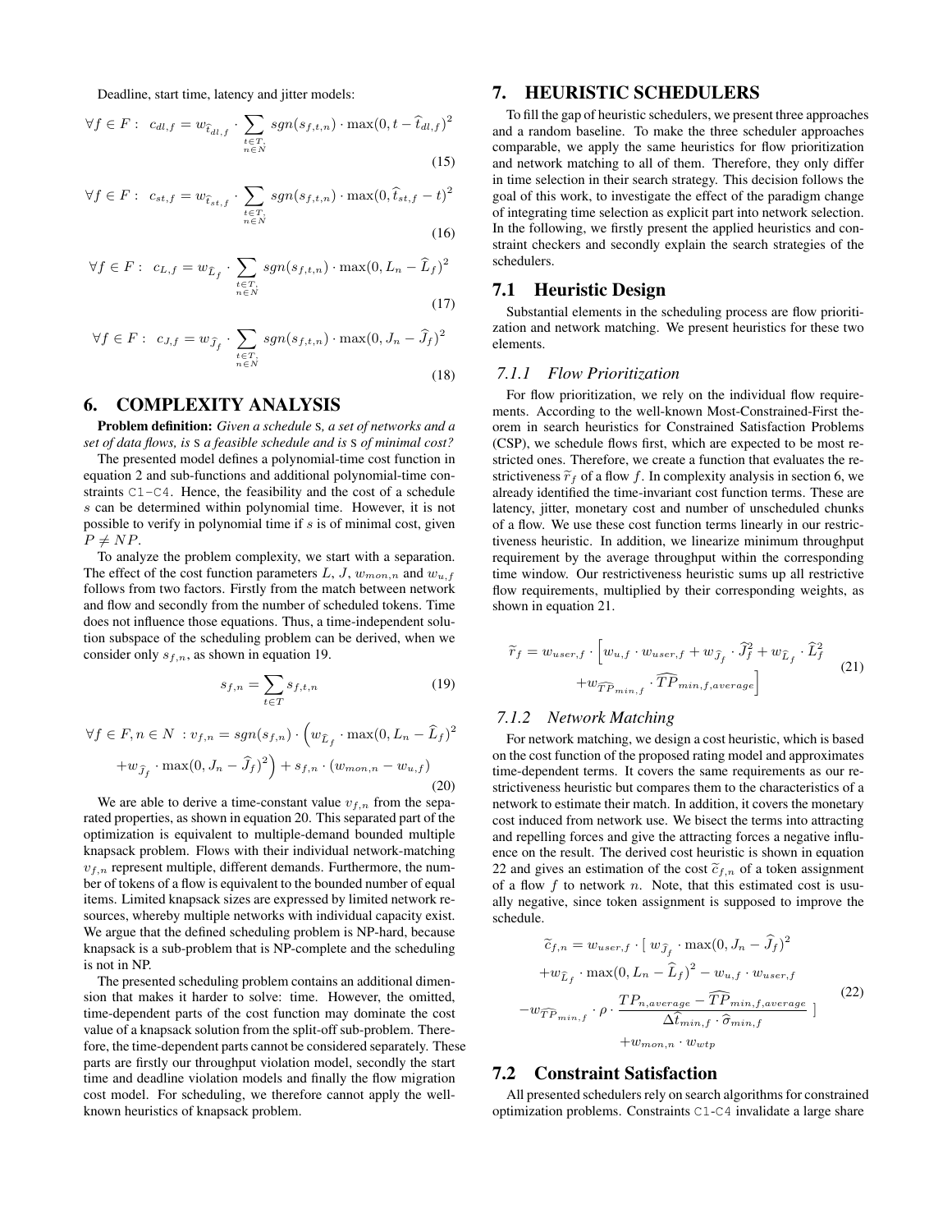Deadline, start time, latency and jitter models:

$$\forall f \in F: \ c_{dl,f} = w_{\widehat{t}_{dl,f}} \cdot \sum_{\substack{t \in T, \\ n \in N}} sgn(s_{f,t,n}) \cdot \max(0, t - \widehat{t}_{dl,f})^2 \tag{15}$$

$$\forall f \in F: \ c_{st,f} = w_{\widehat{t}_{st,f}} \cdot \sum_{\substack{t \in T, \\ n \in N}} sgn(s_{f,t,n}) \cdot \max(0, \widehat{t}_{st,f} - t)^2 \tag{16}$$

$$\forall f \in F: \ c_{L,f} = w_{\widehat{L}_f} \cdot \sum_{\substack{t \in T, \\ n \in N}} sgn(s_{f,t,n}) \cdot \max(0, L_n - \widehat{L}_f)^2 \tag{17}$$

$$\forall f \in F: \ c_{J,f} = w_{\widehat{J}_f} \cdot \sum_{\substack{t \in T, \\ n \in N}} sgn(s_{f,t,n}) \cdot \max(0, J_n - \widehat{J}_f)^2 \tag{18}$$

## 6. COMPLEXITY ANALYSIS

**Problem definition:** *Given a schedule* S*, a set of networks and a set of data flows, is* S *a feasible schedule and is* S *of minimal cost?*

The presented model defines a polynomial-time cost function in equation 2 and sub-functions and additional polynomial-time constraints C1-C4. Hence, the feasibility and the cost of a schedule $s$ can be determined within polynomial time. However, it is not possible to verify in polynomial time if $s$ is of minimal cost, given $P \neq NP$.

To analyze the problem complexity, we start with a separation. The effect of the cost function parameters $L$, $J$, $w_{mon,n}$ and $w_{u,f}$ follows from two factors. Firstly from the match between network and flow and secondly from the number of scheduled tokens. Time does not influence those equations. Thus, a time-independent solution subspace of the scheduling problem can be derived, when we consider only $s_{f,n}$, as shown in equation 19.

$$s_{f,n} = \sum_{t \in T} s_{f,t,n} \tag{19}$$

$$\forall f \in F, n \in N \ : v_{f,n} = sgn(s_{f,n}) \cdot \Big( w_{\widehat{L}_f} \cdot \max(0, L_n - \widehat{L}_f)^2 + w_{\widehat{J}_f} \cdot \max(0, J_n - \widehat{J}_f)^2 \Big) + s_{f,n} \cdot (w_{mon,n} - w_{u,f}) \tag{20}$$

We are able to derive a time-constant value $v_{f,n}$ from the separated properties, as shown in equation 20. This separated part of the optimization is equivalent to multiple-demand bounded multiple knapsack problem. Flows with their individual network-matching $v_{f,n}$ represent multiple, different demands. Furthermore, the number of tokens of a flow is equivalent to the bounded number of equal items. Limited knapsack sizes are expressed by limited network resources, whereby multiple networks with individual capacity exist. We argue that the defined scheduling problem is NP-hard, because knapsack is a sub-problem that is NP-complete and the scheduling is not in NP.

The presented scheduling problem contains an additional dimension that makes it harder to solve: time. However, the omitted, time-dependent parts of the cost function may dominate the cost value of a knapsack solution from the split-off sub-problem. Therefore, the time-dependent parts cannot be considered separately. These parts are firstly our throughput violation model, secondly the start time and deadline violation models and finally the flow migration cost model. For scheduling, we therefore cannot apply the well-known heuristics of knapsack problem.

## 7. HEURISTIC SCHEDULERS

To fill the gap of heuristic schedulers, we present three approaches and a random baseline. To make the three scheduler approaches comparable, we apply the same heuristics for flow prioritization and network matching to all of them. Therefore, they only differ in time selection in their search strategy. This decision follows the goal of this work, to investigate the effect of the paradigm change of integrating time selection as explicit part into network selection. In the following, we firstly present the applied heuristics and constraint checkers and secondly explain the search strategies of the schedulers.

### 7.1 Heuristic Design

Substantial elements in the scheduling process are flow prioritization and network matching. We present heuristics for these two elements.

#### *7.1.1 Flow Prioritization*

For flow prioritization, we rely on the individual flow requirements. According to the well-known Most-Constrained-First theorem in search heuristics for Constrained Satisfaction Problems (CSP), we schedule flows first, which are expected to be most restricted ones. Therefore, we create a function that evaluates the restrictiveness $\widetilde{r}_f$ of a flow $f$. In complexity analysis in section 6, we already identified the time-invariant cost function terms. These are latency, jitter, monetary cost and number of unscheduled chunks of a flow. We use these cost function terms linearly in our restrictiveness heuristic. In addition, we linearize minimum throughput requirement by the average throughput within the corresponding time window. Our restrictiveness heuristic sums up all restrictive flow requirements, multiplied by their corresponding weights, as shown in equation 21.

$$\widetilde{r}_f = w_{user,f} \cdot \Big[ w_{u,f} \cdot w_{user,f} + w_{\widehat{J}_f} \cdot \widehat{J}_f^2 + w_{\widehat{L}_f} \cdot \widehat{L}_f^2 + w_{\widehat{TP}_{min,f}} \cdot \widehat{TP}_{min,f,average} \Big] \tag{21}$$

#### *7.1.2 Network Matching*

For network matching, we design a cost heuristic, which is based on the cost function of the proposed rating model and approximates time-dependent terms. It covers the same requirements as our restrictiveness heuristic but compares them to the characteristics of a network to estimate their match. In addition, it covers the monetary cost induced from network use. We bisect the terms into attracting and repelling forces and give the attracting forces a negative influence on the result. The derived cost heuristic is shown in equation 22 and gives an estimation of the cost $\widetilde{c}_{f,n}$ of a token assignment of a flow $f$ to network $n$. Note, that this estimated cost is usually negative, since token assignment is supposed to improve the schedule.

$$\begin{aligned} \widetilde{c}_{f,n} = w_{user,f} \cdot [ \ & w_{\widehat{J}_f} \cdot \max(0, J_n - \widehat{J}_f)^2 \\ & + w_{\widehat{L}_f} \cdot \max(0, L_n - \widehat{L}_f)^2 - w_{u,f} \cdot w_{user,f} \\ & - w_{\widehat{TP}_{min,f}} \cdot \rho \cdot \frac{TP_{n,average} - \widehat{TP}_{min,f,average}}{\Delta \widehat{t}_{min,f} \cdot \widehat{\sigma}_{min,f}} \ ] \\ & + w_{mon,n} \cdot w_{wtp} \end{aligned} \tag{22}$$

### 7.2 Constraint Satisfaction

All presented schedulers rely on search algorithms for constrained optimization problems. Constraints C1-C4 invalidate a large share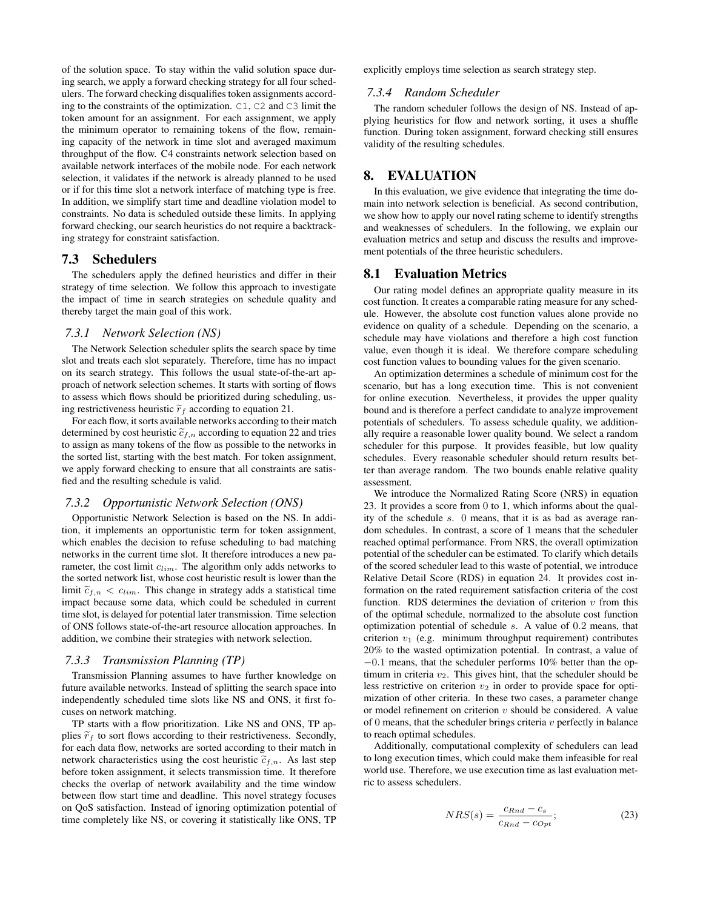of the solution space. To stay within the valid solution space during search, we apply a forward checking strategy for all four schedulers. The forward checking disqualifies token assignments according to the constraints of the optimization. C1, C2 and C3 limit the token amount for an assignment. For each assignment, we apply the minimum operator to remaining tokens of the flow, remaining capacity of the network in time slot and averaged maximum throughput of the flow. C4 constraints network selection based on available network interfaces of the mobile node. For each network selection, it validates if the network is already planned to be used or if for this time slot a network interface of matching type is free. In addition, we simplify start time and deadline violation model to constraints. No data is scheduled outside these limits. In applying forward checking, our search heuristics do not require a backtracking strategy for constraint satisfaction.

## 7.3 Schedulers

The schedulers apply the defined heuristics and differ in their strategy of time selection. We follow this approach to investigate the impact of time in search strategies on schedule quality and thereby target the main goal of this work.

### 7.3.1 Network Selection (NS)

The Network Selection scheduler splits the search space by time slot and treats each slot separately. Therefore, time has no impact on its search strategy. This follows the usual state-of-the-art approach of network selection schemes. It starts with sorting of flows to assess which flows should be prioritized during scheduling, using restrictiveness heuristic $\widetilde{r}_f$ according to equation 21.

For each flow, it sorts available networks according to their match determined by cost heuristic $\widetilde{c}_{f,n}$ according to equation 22 and tries to assign as many tokens of the flow as possible to the networks in the sorted list, starting with the best match. For token assignment, we apply forward checking to ensure that all constraints are satisfied and the resulting schedule is valid.

### 7.3.2 Opportunistic Network Selection (ONS)

Opportunistic Network Selection is based on the NS. In addition, it implements an opportunistic term for token assignment, which enables the decision to refuse scheduling to bad matching networks in the current time slot. It therefore introduces a new parameter, the cost limit $c_{lim}$. The algorithm only adds networks to the sorted network list, whose cost heuristic result is lower than the limit $\widetilde{c}_{f,n} < c_{lim}$. This change in strategy adds a statistical time impact because some data, which could be scheduled in current time slot, is delayed for potential later transmission. Time selection of ONS follows state-of-the-art resource allocation approaches. In addition, we combine their strategies with network selection.

### 7.3.3 Transmission Planning (TP)

Transmission Planning assumes to have further knowledge on future available networks. Instead of splitting the search space into independently scheduled time slots like NS and ONS, it first focuses on network matching.

TP starts with a flow prioritization. Like NS and ONS, TP applies $\widetilde{r}_f$ to sort flows according to their restrictiveness. Secondly, for each data flow, networks are sorted according to their match in network characteristics using the cost heuristic $\widetilde{c}_{f,n}$. As last step before token assignment, it selects transmission time. It therefore checks the overlap of network availability and the time window between flow start time and deadline. This novel strategy focuses on QoS satisfaction. Instead of ignoring optimization potential of time completely like NS, or covering it statistically like ONS, TP explicitly employs time selection as search strategy step.

### 7.3.4 Random Scheduler

The random scheduler follows the design of NS. Instead of applying heuristics for flow and network sorting, it uses a shuffle function. During token assignment, forward checking still ensures validity of the resulting schedules.

# 8. EVALUATION

In this evaluation, we give evidence that integrating the time domain into network selection is beneficial. As second contribution, we show how to apply our novel rating scheme to identify strengths and weaknesses of schedulers. In the following, we explain our evaluation metrics and setup and discuss the results and improvement potentials of the three heuristic schedulers.

## 8.1 Evaluation Metrics

Our rating model defines an appropriate quality measure in its cost function. It creates a comparable rating measure for any schedule. However, the absolute cost function values alone provide no evidence on quality of a schedule. Depending on the scenario, a schedule may have violations and therefore a high cost function value, even though it is ideal. We therefore compare scheduling cost function values to bounding values for the given scenario.

An optimization determines a schedule of minimum cost for the scenario, but has a long execution time. This is not convenient for online execution. Nevertheless, it provides the upper quality bound and is therefore a perfect candidate to analyze improvement potentials of schedulers. To assess schedule quality, we additionally require a reasonable lower quality bound. We select a random scheduler for this purpose. It provides feasible, but low quality schedules. Every reasonable scheduler should return results better than average random. The two bounds enable relative quality assessment.

We introduce the Normalized Rating Score (NRS) in equation 23. It provides a score from 0 to 1, which informs about the quality of the schedule $s$. 0 means, that it is as bad as average random schedules. In contrast, a score of 1 means that the scheduler reached optimal performance. From NRS, the overall optimization potential of the scheduler can be estimated. To clarify which details of the scored scheduler lead to this waste of potential, we introduce Relative Detail Score (RDS) in equation 24. It provides cost information on the rated requirement satisfaction criteria of the cost function. RDS determines the deviation of criterion $v$ from this of the optimal schedule, normalized to the absolute cost function optimization potential of schedule $s$. A value of $0.2$ means, that criterion $v_1$ (e.g. minimum throughput requirement) contributes 20% to the wasted optimization potential. In contrast, a value of $-0.1$ means, that the scheduler performs 10% better than the optimum in criteria $v_2$. This gives hint, that the scheduler should be less restrictive on criterion $v_2$ in order to provide space for optimization of other criteria. In these two cases, a parameter change or model refinement on criterion $v$ should be considered. A value of 0 means, that the scheduler brings criteria $v$ perfectly in balance to reach optimal schedules.

Additionally, computational complexity of schedulers can lead to long execution times, which could make them infeasible for real world use. Therefore, we use execution time as last evaluation metric to assess schedulers.

$$NRS(s) = \frac{c_{Rnd} - c_s}{c_{Rnd} - c_{Opt}}; \tag{23}$$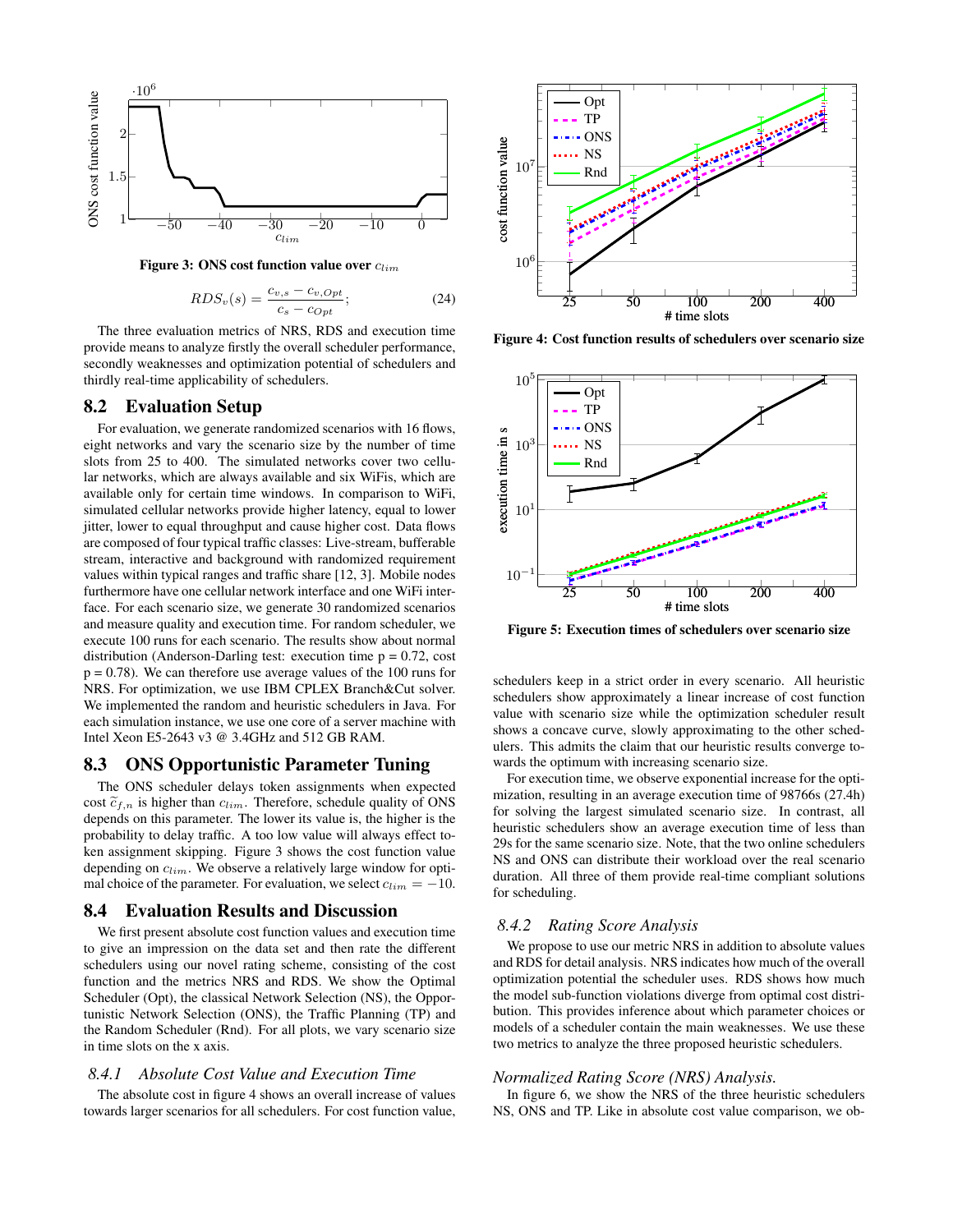Figure 3: ONS cost function value over $c_{lim}$

$$RDS_v(s) = \frac{c_{v,s} - c_{v,Opt}}{c_s - c_{Opt}}; \quad (24)$$

The three evaluation metrics of NRS, RDS and execution time provide means to analyze firstly the overall scheduler performance, secondly weaknesses and optimization potential of schedulers and thirdly real-time applicability of schedulers.

## 8.2 Evaluation Setup

For evaluation, we generate randomized scenarios with 16 flows, eight networks and vary the scenario size by the number of time slots from 25 to 400. The simulated networks cover two cellular networks, which are always available and six WiFis, which are available only for certain time windows. In comparison to WiFi, simulated cellular networks provide higher latency, equal to lower jitter, lower to equal throughput and cause higher cost. Data flows are composed of four typical traffic classes: Live-stream, bufferable stream, interactive and background with randomized requirement values within typical ranges and traffic share [12, 3]. Mobile nodes furthermore have one cellular network interface and one WiFi interface. For each scenario size, we generate 30 randomized scenarios and measure quality and execution time. For random scheduler, we execute 100 runs for each scenario. The results show about normal distribution (Anderson-Darling test: execution time p = 0.72, cost p = 0.78). We can therefore use average values of the 100 runs for NRS. For optimization, we use IBM CPLEX Branch&Cut solver. We implemented the random and heuristic schedulers in Java. For each simulation instance, we use one core of a server machine with Intel Xeon E5-2643 v3 @ 3.4GHz and 512 GB RAM.

## 8.3 ONS Opportunistic Parameter Tuning

The ONS scheduler delays token assignments when expected cost $\widetilde{c}_{f,n}$ is higher than $c_{lim}$. Therefore, schedule quality of ONS depends on this parameter. The lower its value is, the higher is the probability to delay traffic. A too low value will always effect token assignment skipping. Figure 3 shows the cost function value depending on $c_{lim}$. We observe a relatively large window for optimal choice of the parameter. For evaluation, we select $c_{lim} = -10$.

## 8.4 Evaluation Results and Discussion

We first present absolute cost function values and execution time to give an impression on the data set and then rate the different schedulers using our novel rating scheme, consisting of the cost function and the metrics NRS and RDS. We show the Optimal Scheduler (Opt), the classical Network Selection (NS), the Opportunistic Network Selection (ONS), the Traffic Planning (TP) and the Random Scheduler (Rnd). For all plots, we vary scenario size in time slots on the x axis.

### *8.4.1 Absolute Cost Value and Execution Time*

The absolute cost in figure 4 shows an overall increase of values towards larger scenarios for all schedulers. For cost function value, schedulers keep in a strict order in every scenario. All heuristic schedulers show approximately a linear increase of cost function value with scenario size while the optimization scheduler result shows a concave curve, slowly approximating to the other schedulers. This admits the claim that our heuristic results converge towards the optimum with increasing scenario size.

Figure 4: Cost function results of schedulers over scenario size

Figure 5: Execution times of schedulers over scenario size

For execution time, we observe exponential increase for the optimization, resulting in an average execution time of 98766s (27.4h) for solving the largest simulated scenario size. In contrast, all heuristic schedulers show an average execution time of less than 29s for the same scenario size. Note, that the two online schedulers NS and ONS can distribute their workload over the real scenario duration. All three of them provide real-time compliant solutions for scheduling.

### *8.4.2 Rating Score Analysis*

We propose to use our metric NRS in addition to absolute values and RDS for detail analysis. NRS indicates how much of the overall optimization potential the scheduler uses. RDS shows how much the model sub-function violations diverge from optimal cost distribution. This provides inference about which parameter choices or models of a scheduler contain the main weaknesses. We use these two metrics to analyze the three proposed heuristic schedulers.

*Normalized Rating Score (NRS) Analysis.*

In figure 6, we show the NRS of the three heuristic schedulers NS, ONS and TP. Like in absolute cost value comparison, we ob-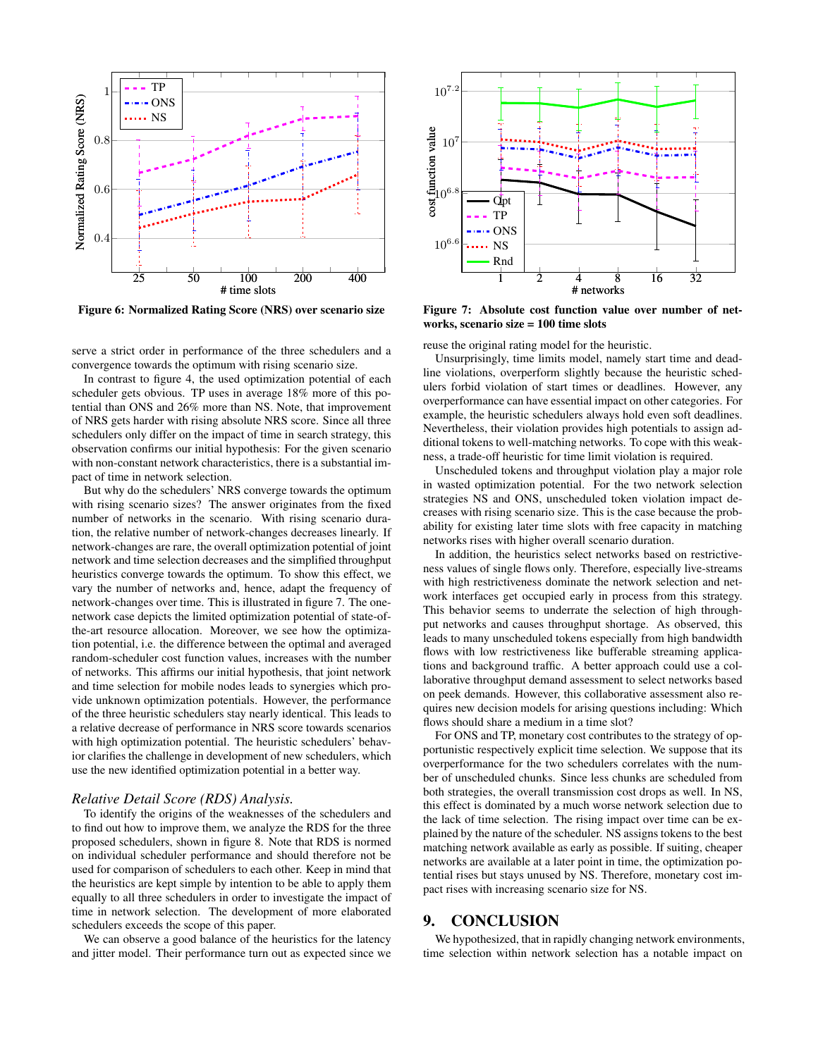Normalized Rating Score (NRS)

1

0.8

0.6

0.4

25 50 100 200 400

# time slots

TP

ONS

NS

**Figure 6: Normalized Rating Score (NRS) over scenario size**

cost function value

$10^{7.2}$

$10^{7}$

$10^{6.8}$

$10^{6.6}$

1 2 4 8 16 32

# networks

Opt

TP

ONS

NS

Rnd

**Figure 7: Absolute cost function value over number of networks, scenario size = 100 time slots**

serve a strict order in performance of the three schedulers and a convergence towards the optimum with rising scenario size.

In contrast to figure 4, the used optimization potential of each scheduler gets obvious. TP uses in average 18% more of this potential than ONS and 26% more than NS. Note, that improvement of NRS gets harder with rising absolute NRS score. Since all three schedulers only differ on the impact of time in search strategy, this observation confirms our initial hypothesis: For the given scenario with non-constant network characteristics, there is a substantial impact of time in network selection.

But why do the schedulers' NRS converge towards the optimum with rising scenario sizes? The answer originates from the fixed number of networks in the scenario. With rising scenario duration, the relative number of network-changes decreases linearly. If network-changes are rare, the overall optimization potential of joint network and time selection decreases and the simplified throughput heuristics converge towards the optimum. To show this effect, we vary the number of networks and, hence, adapt the frequency of network-changes over time. This is illustrated in figure 7. The one-network case depicts the limited optimization potential of state-of-the-art resource allocation. Moreover, we see how the optimization potential, i.e. the difference between the optimal and averaged random-scheduler cost function values, increases with the number of networks. This affirms our initial hypothesis, that joint network and time selection for mobile nodes leads to synergies which provide unknown optimization potentials. However, the performance of the three heuristic schedulers stay nearly identical. This leads to a relative decrease of performance in NRS score towards scenarios with high optimization potential. The heuristic schedulers' behavior clarifies the challenge in development of new schedulers, which use the new identified optimization potential in a better way.

### *Relative Detail Score (RDS) Analysis.*

To identify the origins of the weaknesses of the schedulers and to find out how to improve them, we analyze the RDS for the three proposed schedulers, shown in figure 8. Note that RDS is normed on individual scheduler performance and should therefore not be used for comparison of schedulers to each other. Keep in mind that the heuristics are kept simple by intention to be able to apply them equally to all three schedulers in order to investigate the impact of time in network selection. The development of more elaborated schedulers exceeds the scope of this paper.

We can observe a good balance of the heuristics for the latency and jitter model. Their performance turn out as expected since we reuse the original rating model for the heuristic.

Unsurprisingly, time limits model, namely start time and deadline violations, overperform slightly because the heuristic schedulers forbid violation of start times or deadlines. However, any overperformance can have essential impact on other categories. For example, the heuristic schedulers always hold even soft deadlines. Nevertheless, their violation provides high potentials to assign additional tokens to well-matching networks. To cope with this weakness, a trade-off heuristic for time limit violation is required.

Unscheduled tokens and throughput violation play a major role in wasted optimization potential. For the two network selection strategies NS and ONS, unscheduled token violation impact decreases with rising scenario size. This is the case because the probability for existing later time slots with free capacity in matching networks rises with higher overall scenario duration.

In addition, the heuristics select networks based on restrictiveness values of single flows only. Therefore, especially live-streams with high restrictiveness dominate the network selection and network interfaces get occupied early in process from this strategy. This behavior seems to underrate the selection of high throughput networks and causes throughput shortage. As observed, this leads to many unscheduled tokens especially from high bandwidth flows with low restrictiveness like bufferable streaming applications and background traffic. A better approach could use a collaborative throughput demand assessment to select networks based on peek demands. However, this collaborative assessment also requires new decision models for arising questions including: Which flows should share a medium in a time slot?

For ONS and TP, monetary cost contributes to the strategy of opportunistic respectively explicit time selection. We suppose that its overperformance for the two schedulers correlates with the number of unscheduled chunks. Since less chunks are scheduled from both strategies, the overall transmission cost drops as well. In NS, this effect is dominated by a much worse network selection due to the lack of time selection. The rising impact over time can be explained by the nature of the scheduler. NS assigns tokens to the best matching network available as early as possible. If suiting, cheaper networks are available at a later point in time, the optimization potential rises but stays unused by NS. Therefore, monetary cost impact rises with increasing scenario size for NS.

## 9. CONCLUSION

We hypothesized, that in rapidly changing network environments, time selection within network selection has a notable impact on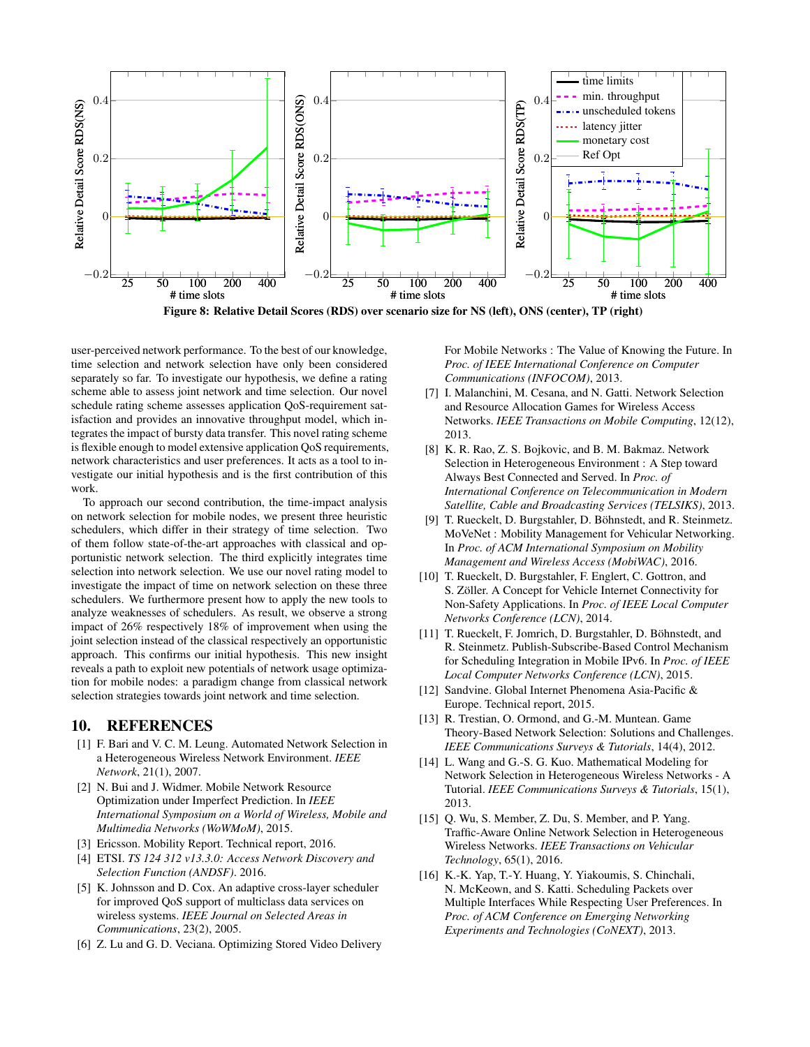Relative Detail Score RDS(NS)

0.4
0.2
0
−0.2

25 50 100 200 400
# time slots

Relative Detail Score RDS(ONS)

0.4
0.2
0
−0.2

25 50 100 200 400
# time slots

Relative Detail Score RDS(TP)

0.4
0.2
0
−0.2

25 50 100 200 400
# time slots

time limits
min. throughput
unscheduled tokens
latency jitter
monetary cost
Ref Opt

**Figure 8: Relative Detail Scores (RDS) over scenario size for NS (left), ONS (center), TP (right)**

user-perceived network performance. To the best of our knowledge, time selection and network selection have only been considered separately so far. To investigate our hypothesis, we define a rating scheme able to assess joint network and time selection. Our novel schedule rating scheme assesses application QoS-requirement satisfaction and provides an innovative throughput model, which integrates the impact of bursty data transfer. This novel rating scheme is flexible enough to model extensive application QoS requirements, network characteristics and user preferences. It acts as a tool to investigate our initial hypothesis and is the first contribution of this work.

To approach our second contribution, the time-impact analysis on network selection for mobile nodes, we present three heuristic schedulers, which differ in their strategy of time selection. Two of them follow state-of-the-art approaches with classical and opportunistic network selection. The third explicitly integrates time selection into network selection. We use our novel rating model to investigate the impact of time on network selection on these three schedulers. We furthermore present how to apply the new tools to analyze weaknesses of schedulers. As result, we observe a strong impact of 26% respectively 18% of improvement when using the joint selection instead of the classical respectively an opportunistic approach. This confirms our initial hypothesis. This new insight reveals a path to exploit new potentials of network usage optimization for mobile nodes: a paradigm change from classical network selection strategies towards joint network and time selection.

## 10. REFERENCES

[1] F. Bari and V. C. M. Leung. Automated Network Selection in a Heterogeneous Wireless Network Environment. *IEEE Network*, 21(1), 2007.

[2] N. Bui and J. Widmer. Mobile Network Resource Optimization under Imperfect Prediction. In *IEEE International Symposium on a World of Wireless, Mobile and Multimedia Networks (WoWMoM)*, 2015.

[3] Ericsson. Mobility Report. Technical report, 2016.

[4] ETSI. *TS 124 312 v13.3.0: Access Network Discovery and Selection Function (ANDSF)*. 2016.

[5] K. Johnsson and D. Cox. An adaptive cross-layer scheduler for improved QoS support of multiclass data services on wireless systems. *IEEE Journal on Selected Areas in Communications*, 23(2), 2005.

[6] Z. Lu and G. D. Veciana. Optimizing Stored Video Delivery For Mobile Networks : The Value of Knowing the Future. In *Proc. of IEEE International Conference on Computer Communications (INFOCOM)*, 2013.

[7] I. Malanchini, M. Cesana, and N. Gatti. Network Selection and Resource Allocation Games for Wireless Access Networks. *IEEE Transactions on Mobile Computing*, 12(12), 2013.

[8] K. R. Rao, Z. S. Bojkovic, and B. M. Bakmaz. Network Selection in Heterogeneous Environment : A Step toward Always Best Connected and Served. In *Proc. of International Conference on Telecommunication in Modern Satellite, Cable and Broadcasting Services (TELSIKS)*, 2013.

[9] T. Rueckelt, D. Burgstahler, D. Böhnstedt, and R. Steinmetz. MoVeNet : Mobility Management for Vehicular Networking. In *Proc. of ACM International Symposium on Mobility Management and Wireless Access (MobiWAC)*, 2016.

[10] T. Rueckelt, D. Burgstahler, F. Englert, C. Gottron, and S. Zöller. A Concept for Vehicle Internet Connectivity for Non-Safety Applications. In *Proc. of IEEE Local Computer Networks Conference (LCN)*, 2014.

[11] T. Rueckelt, F. Jomrich, D. Burgstahler, D. Böhnstedt, and R. Steinmetz. Publish-Subscribe-Based Control Mechanism for Scheduling Integration in Mobile IPv6. In *Proc. of IEEE Local Computer Networks Conference (LCN)*, 2015.

[12] Sandvine. Global Internet Phenomena Asia-Pacific & Europe. Technical report, 2015.

[13] R. Trestian, O. Ormond, and G.-M. Muntean. Game Theory-Based Network Selection: Solutions and Challenges. *IEEE Communications Surveys & Tutorials*, 14(4), 2012.

[14] L. Wang and G.-S. G. Kuo. Mathematical Modeling for Network Selection in Heterogeneous Wireless Networks - A Tutorial. *IEEE Communications Surveys & Tutorials*, 15(1), 2013.

[15] Q. Wu, S. Member, Z. Du, S. Member, and P. Yang. Traffic-Aware Online Network Selection in Heterogeneous Wireless Networks. *IEEE Transactions on Vehicular Technology*, 65(1), 2016.

[16] K.-K. Yap, T.-Y. Huang, Y. Yiakoumis, S. Chinchali, N. McKeown, and S. Katti. Scheduling Packets over Multiple Interfaces While Respecting User Preferences. In *Proc. of ACM Conference on Emerging Networking Experiments and Technologies (CoNEXT)*, 2013.